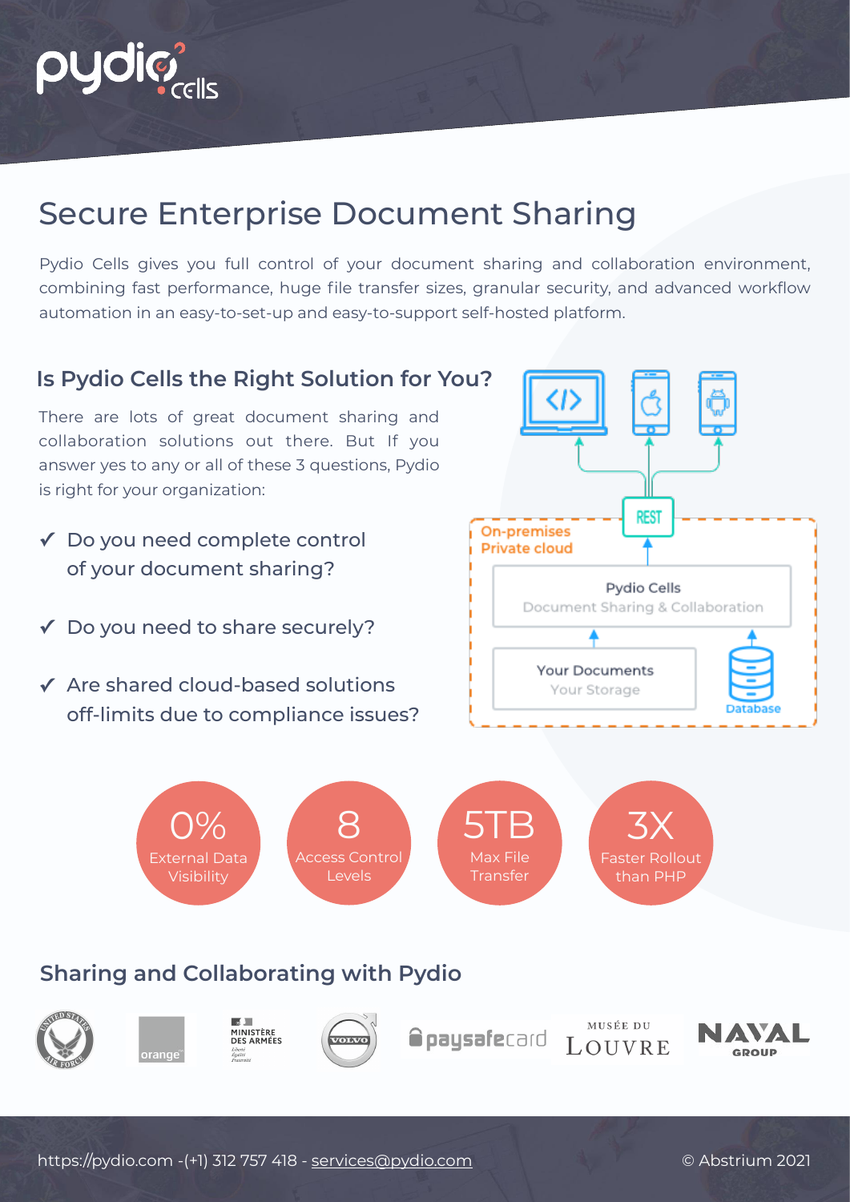# Secure Enterprise Document Sharing

Pydio Cells gives you full control of your document sharing and collaboration environment, combining fast performance, huge file transfer sizes, granular security, and advanced workflow automation in an easy-to-set-up and easy-to-support self-hosted platform.

## Is Pydio Cells the Right Solution for You?

There are lots of great document sharing and collaboration solutions out there. But If you answer yes to any or all of these 3 questions, Pydio is right for your organization:

- ✓ Do you need complete control of your document sharing?
- ✓ Do you need to share securely?
- ✓ Are shared cloud-based solutions off-limits due to compliance issues?

REST

On-premises Private cloud

Pydio Cells
Document Sharing & Collaboration

Your Documents
Your Storage

Database

**0%** External Data Visibility

**8** Access Control Levels

**5TB** Max File Transfer

**3X** Faster Rollout than PHP

## Sharing and Collaborating with Pydio

United States Air Force · orange · Ministère des Armées · Volvo · paysafecard · Musée du Louvre · Naval Group

https://pydio.com -(+1) 312 757 418 - services@pydio.com

© Abstrium 2021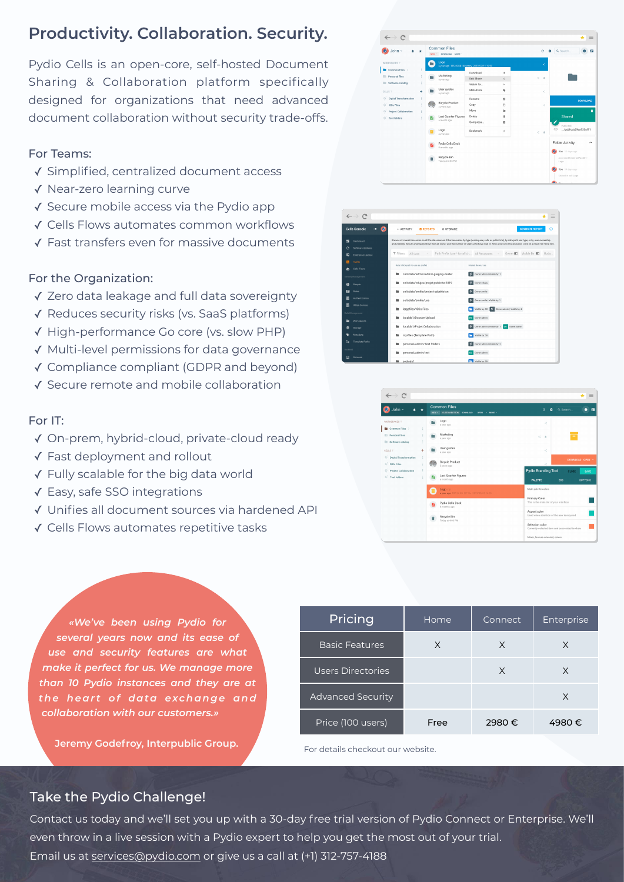## Productivity. Collaboration. Security.

Pydio Cells is an open-core, self-hosted Document Sharing & Collaboration platform specifically designed for organizations that need advanced document collaboration without security trade-offs.

### For Teams:

- ✓ Simplified, centralized document access
- ✓ Near-zero learning curve
- ✓ Secure mobile access via the Pydio app
- ✓ Cells Flows automates common workflows
- ✓ Fast transfers even for massive documents

### For the Organization:

- ✓ Zero data leakage and full data sovereignty
- ✓ Reduces security risks (vs. SaaS platforms)
- ✓ High-performance Go core (vs. slow PHP)
- ✓ Multi-level permissions for data governance
- ✓ Compliance compliant (GDPR and beyond)
- ✓ Secure remote and mobile collaboration

### For IT:

- ✓ On-prem, hybrid-cloud, private-cloud ready
- ✓ Fast deployment and rollout
- ✓ Fully scalable for the big data world
- ✓ Easy, safe SSO integrations
- ✓ Unifies all document sources via hardened API
- ✓ Cells Flows automates repetitive tasks

*«We've been using Pydio for several years now and its ease of use and security features are what make it perfect for us. We manage more than 10 Pydio instances and they are at the heart of data exchange and collaboration with our customers.»*

**Jeremy Godefroy, Interpublic Group.**

| Pricing | Home | Connect | Enterprise |
|---|---|---|---|
| Basic Features | X | X | X |
| Users Directories | | X | X |
| Advanced Security | | | X |
| Price (100 users) | **Free** | **2980 €** | **4980 €** |

For details checkout our website.

## Take the Pydio Challenge!

Contact us today and we'll set you up with a 30-day free trial version of Pydio Connect or Enterprise. We'll even throw in a live session with a Pydio expert to help you get the most out of your trial.
Email us at services@pydio.com or give us a call at (+1) 312-757-4188